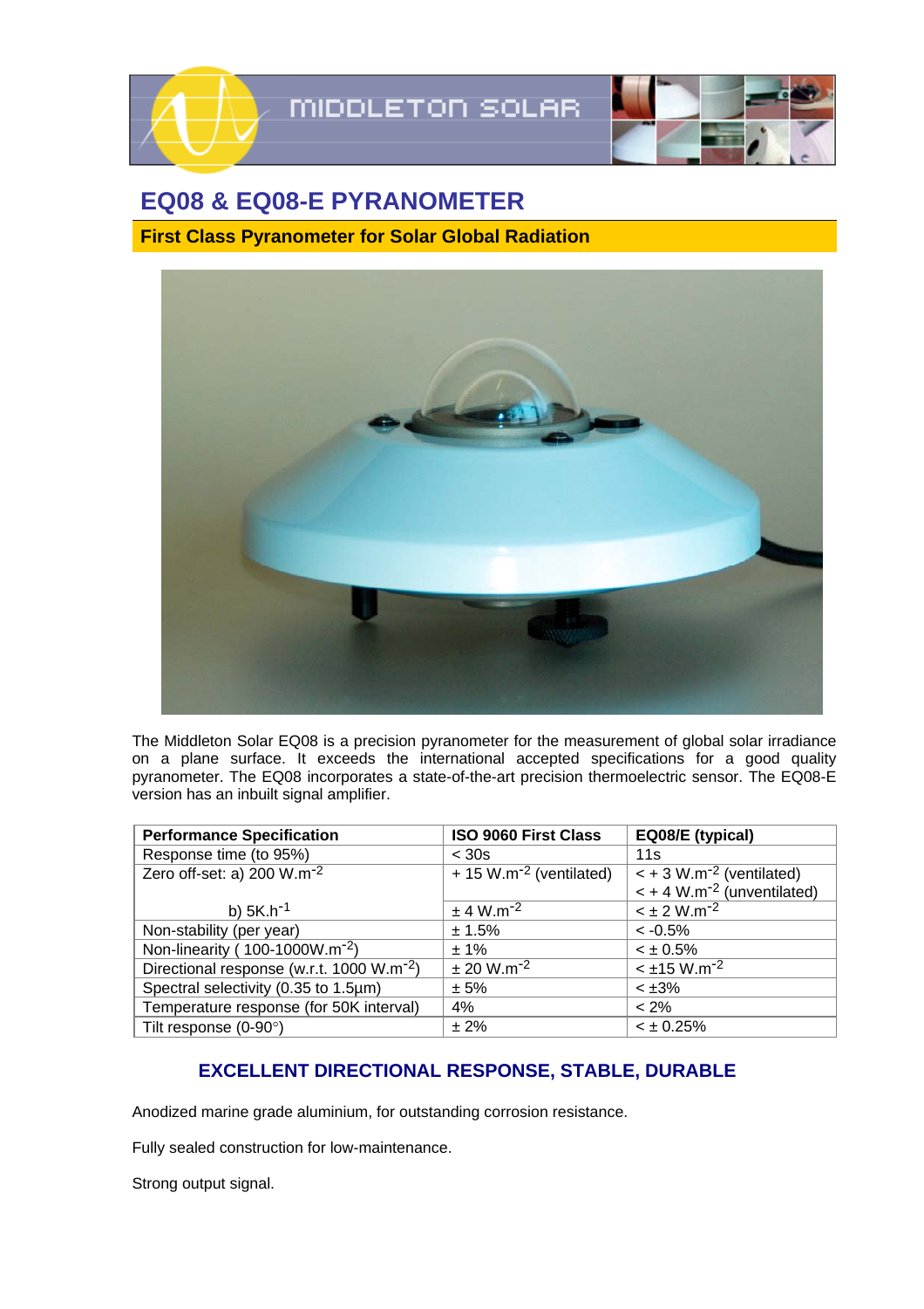# EQ08 & EQ08-E PYRANOMETER

## First Class Pyranometer for Solar Global Radiation

The Middleton Solar EQ08 is a precision pyranometer for the measurement of global solar irradiance on a plane surface. It exceeds the international accepted specifications for a good quality pyranometer. The EQ08 incorporates a state-of-the-art precision thermoelectric sensor. The EQ08-E version has an inbuilt signal amplifier.

| Performance Specification | ISO 9060 First Class | EQ08/E (typical) |
|---|---|---|
| Response time (to 95%) | < 30s | 11s |
| Zero off-set: a) 200 $W.m^{-2}$ | + 15 $W.m^{-2}$ (ventilated) | < + 3 $W.m^{-2}$ (ventilated)<br>< + 4 $W.m^{-2}$ (unventilated) |
| b) $5K.h^{-1}$ | ± 4 $W.m^{-2}$ | < ± 2 $W.m^{-2}$ |
| Non-stability (per year) | ± 1.5% | < -0.5% |
| Non-linearity ( 100-1000$W.m^{-2}$) | ± 1% | < ± 0.5% |
| Directional response (w.r.t. 1000 $W.m^{-2}$) | ± 20 $W.m^{-2}$ | < ±15 $W.m^{-2}$ |
| Spectral selectivity (0.35 to 1.5µm) | ± 5% | < ±3% |
| Temperature response (for 50K interval) | 4% | < 2% |
| Tilt response (0-90°) | ± 2% | < ± 0.25% |

### EXCELLENT DIRECTIONAL RESPONSE, STABLE, DURABLE

Anodized marine grade aluminium, for outstanding corrosion resistance.

Fully sealed construction for low-maintenance.

Strong output signal.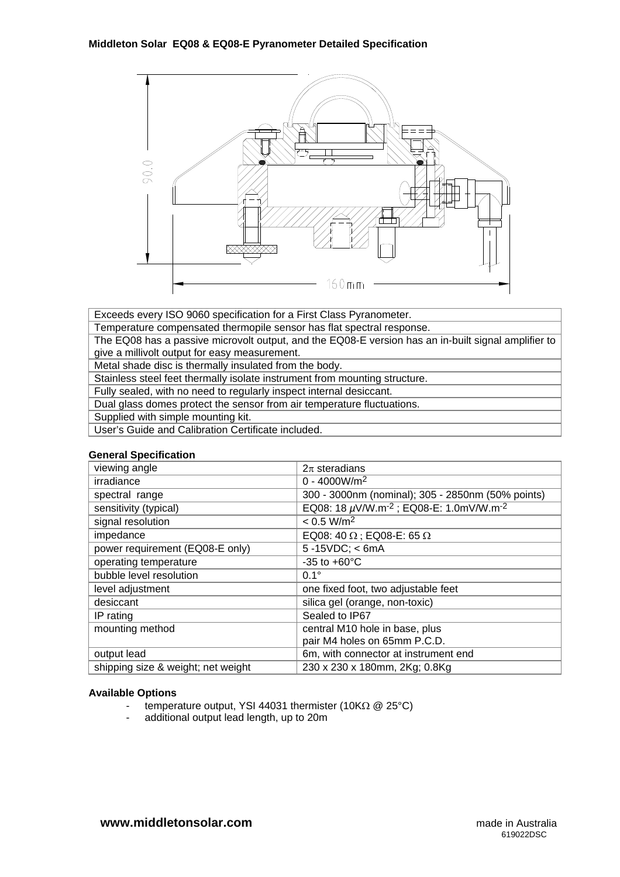# Middleton Solar EQ08 & EQ08-E Pyranometer Detailed Specification

90.0

160mm

| |
|---|
| Exceeds every ISO 9060 specification for a First Class Pyranometer. |
| Temperature compensated thermopile sensor has flat spectral response. |
| The EQ08 has a passive microvolt output, and the EQ08-E version has an in-built signal amplifier to give a millivolt output for easy measurement. |
| Metal shade disc is thermally insulated from the body. |
| Stainless steel feet thermally isolate instrument from mounting structure. |
| Fully sealed, with no need to regularly inspect internal desiccant. |
| Dual glass domes protect the sensor from air temperature fluctuations. |
| Supplied with simple mounting kit. |
| User's Guide and Calibration Certificate included. |

**General Specification**

| | |
|---|---|
| viewing angle | $2\pi$ steradians |
| irradiance | 0 - 4000W/m$^2$ |
| spectral range | 300 - 3000nm (nominal); 305 - 2850nm (50% points) |
| sensitivity (typical) | EQ08: 18 $\mu$V/W.m$^{-2}$ ; EQ08-E: 1.0mV/W.m$^{-2}$ |
| signal resolution | < 0.5 W/m$^2$ |
| impedance | EQ08: 40 $\Omega$ ; EQ08-E: 65 $\Omega$ |
| power requirement (EQ08-E only) | 5 -15VDC; < 6mA |
| operating temperature | -35 to +60°C |
| bubble level resolution | 0.1° |
| level adjustment | one fixed foot, two adjustable feet |
| desiccant | silica gel (orange, non-toxic) |
| IP rating | Sealed to IP67 |
| mounting method | central M10 hole in base, plus pair M4 holes on 65mm P.C.D. |
| output lead | 6m, with connector at instrument end |
| shipping size & weight; net weight | 230 x 230 x 180mm, 2Kg; 0.8Kg |

**Available Options**

- temperature output, YSI 44031 thermister (10K$\Omega$ @ 25°C)
- additional output lead length, up to 20m

**www.middletonsolar.com**

made in Australia
619022DSC